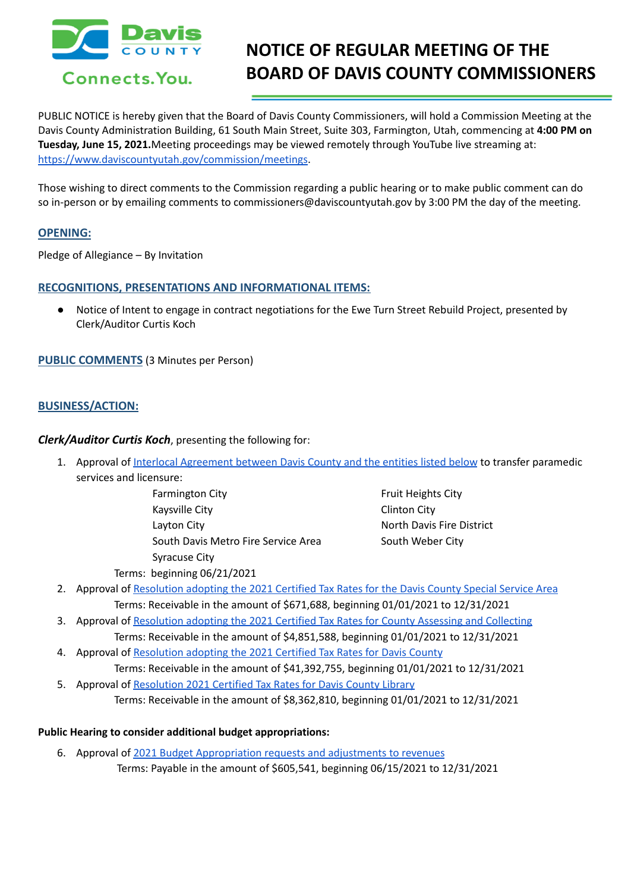# NOTICE OF REGULAR MEETING OF THE BOARD OF DAVIS COUNTY COMMISSIONERS

PUBLIC NOTICE is hereby given that the Board of Davis County Commissioners, will hold a Commission Meeting at the Davis County Administration Building, 61 South Main Street, Suite 303, Farmington, Utah, commencing at **4:00 PM on Tuesday, June 15, 2021.** Meeting proceedings may be viewed remotely through YouTube live streaming at: https://www.daviscountyutah.gov/commission/meetings.

Those wishing to direct comments to the Commission regarding a public hearing or to make public comment can do so in-person or by emailing comments to commissioners@daviscountyutah.gov by 3:00 PM the day of the meeting.

## OPENING:

Pledge of Allegiance – By Invitation

## RECOGNITIONS, PRESENTATIONS AND INFORMATIONAL ITEMS:

- Notice of Intent to engage in contract negotiations for the Ewe Turn Street Rebuild Project, presented by Clerk/Auditor Curtis Koch

## PUBLIC COMMENTS (3 Minutes per Person)

## BUSINESS/ACTION:

***Clerk/Auditor Curtis Koch***, presenting the following for:

1. Approval of Interlocal Agreement between Davis County and the entities listed below to transfer paramedic services and licensure:
   - Farmington City
   - Kaysville City
   - Layton City
   - South Davis Metro Fire Service Area
   - Syracuse City
   - Fruit Heights City
   - Clinton City
   - North Davis Fire District
   - South Weber City

   Terms: beginning 06/21/2021
2. Approval of Resolution adopting the 2021 Certified Tax Rates for the Davis County Special Service Area
   Terms: Receivable in the amount of $671,688, beginning 01/01/2021 to 12/31/2021
3. Approval of Resolution adopting the 2021 Certified Tax Rates for County Assessing and Collecting
   Terms: Receivable in the amount of $4,851,588, beginning 01/01/2021 to 12/31/2021
4. Approval of Resolution adopting the 2021 Certified Tax Rates for Davis County
   Terms: Receivable in the amount of $41,392,755, beginning 01/01/2021 to 12/31/2021
5. Approval of Resolution 2021 Certified Tax Rates for Davis County Library
   Terms: Receivable in the amount of $8,362,810, beginning 01/01/2021 to 12/31/2021

**Public Hearing to consider additional budget appropriations:**

6. Approval of 2021 Budget Appropriation requests and adjustments to revenues
   Terms: Payable in the amount of $605,541, beginning 06/15/2021 to 12/31/2021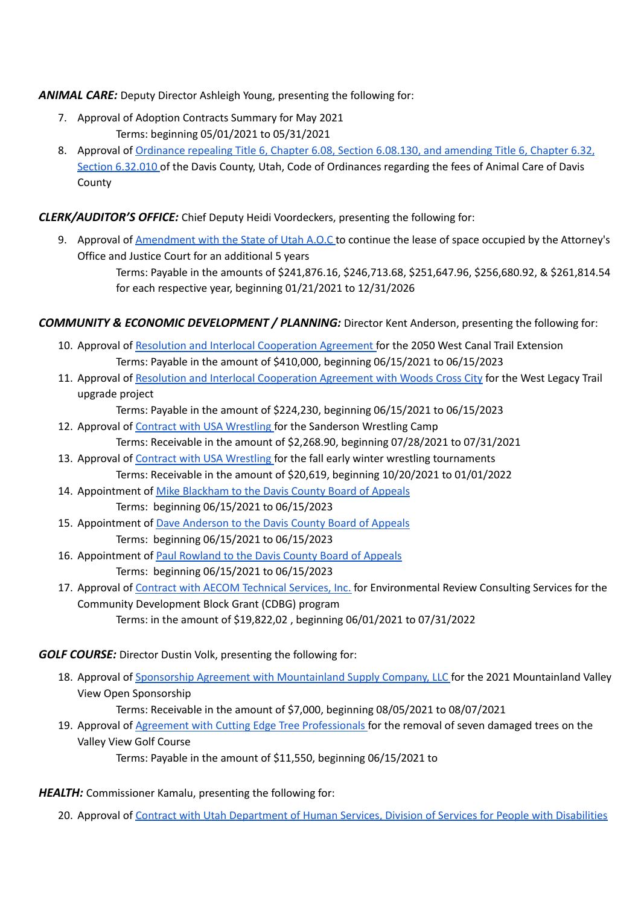***ANIMAL CARE:*** Deputy Director Ashleigh Young, presenting the following for:

7. Approval of Adoption Contracts Summary for May 2021

   Terms: beginning 05/01/2021 to 05/31/2021

8. Approval of Ordinance repealing Title 6, Chapter 6.08, Section 6.08.130, and amending Title 6, Chapter 6.32, Section 6.32.010 of the Davis County, Utah, Code of Ordinances regarding the fees of Animal Care of Davis County

***CLERK/AUDITOR'S OFFICE:*** Chief Deputy Heidi Voordeckers, presenting the following for:

9. Approval of Amendment with the State of Utah A.O.C to continue the lease of space occupied by the Attorney's Office and Justice Court for an additional 5 years

   Terms: Payable in the amounts of $241,876.16, $246,713.68, $251,647.96, $256,680.92, & $261,814.54 for each respective year, beginning 01/21/2021 to 12/31/2026

***COMMUNITY & ECONOMIC DEVELOPMENT / PLANNING:*** Director Kent Anderson, presenting the following for:

10. Approval of Resolution and Interlocal Cooperation Agreement for the 2050 West Canal Trail Extension

    Terms: Payable in the amount of $410,000, beginning 06/15/2021 to 06/15/2023

11. Approval of Resolution and Interlocal Cooperation Agreement with Woods Cross City for the West Legacy Trail upgrade project

    Terms: Payable in the amount of $224,230, beginning 06/15/2021 to 06/15/2023

12. Approval of Contract with USA Wrestling for the Sanderson Wrestling Camp

    Terms: Receivable in the amount of $2,268.90, beginning 07/28/2021 to 07/31/2021

13. Approval of Contract with USA Wrestling for the fall early winter wrestling tournaments

    Terms: Receivable in the amount of $20,619, beginning 10/20/2021 to 01/01/2022

14. Appointment of Mike Blackham to the Davis County Board of Appeals

    Terms: beginning 06/15/2021 to 06/15/2023

15. Appointment of Dave Anderson to the Davis County Board of Appeals

    Terms: beginning 06/15/2021 to 06/15/2023

16. Appointment of Paul Rowland to the Davis County Board of Appeals

    Terms: beginning 06/15/2021 to 06/15/2023

17. Approval of Contract with AECOM Technical Services, Inc. for Environmental Review Consulting Services for the Community Development Block Grant (CDBG) program

    Terms: in the amount of $19,822,02 , beginning 06/01/2021 to 07/31/2022

***GOLF COURSE:*** Director Dustin Volk, presenting the following for:

18. Approval of Sponsorship Agreement with Mountainland Supply Company, LLC for the 2021 Mountainland Valley View Open Sponsorship

    Terms: Receivable in the amount of $7,000, beginning 08/05/2021 to 08/07/2021

19. Approval of Agreement with Cutting Edge Tree Professionals for the removal of seven damaged trees on the Valley View Golf Course

    Terms: Payable in the amount of $11,550, beginning 06/15/2021 to

***HEALTH:*** Commissioner Kamalu, presenting the following for:

20. Approval of Contract with Utah Department of Human Services, Division of Services for People with Disabilities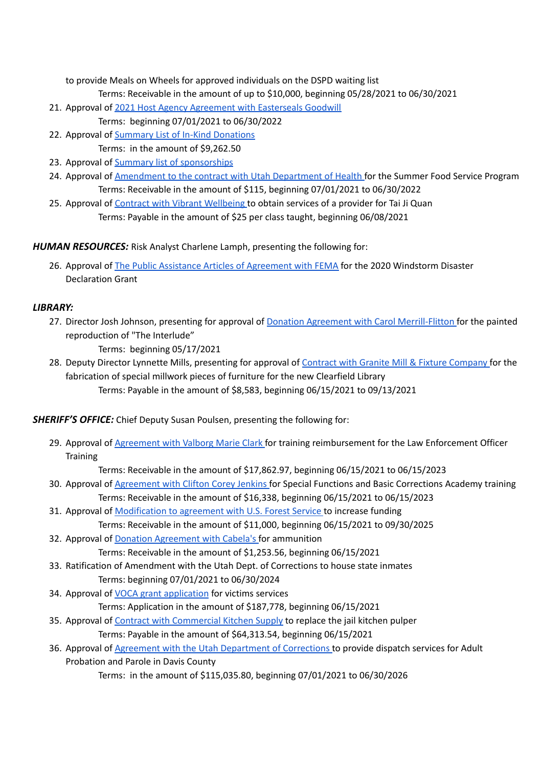to provide Meals on Wheels for approved individuals on the DSPD waiting list

Terms: Receivable in the amount of up to $10,000, beginning 05/28/2021 to 06/30/2021

21. Approval of 2021 Host Agency Agreement with Easterseals Goodwill

    Terms: beginning 07/01/2021 to 06/30/2022

22. Approval of Summary List of In-Kind Donations

    Terms: in the amount of $9,262.50

23. Approval of Summary list of sponsorships
24. Approval of Amendment to the contract with Utah Department of Health for the Summer Food Service Program

    Terms: Receivable in the amount of $115, beginning 07/01/2021 to 06/30/2022

25. Approval of Contract with Vibrant Wellbeing to obtain services of a provider for Tai Ji Quan

    Terms: Payable in the amount of $25 per class taught, beginning 06/08/2021

***HUMAN RESOURCES:*** Risk Analyst Charlene Lamph, presenting the following for:

26. Approval of The Public Assistance Articles of Agreement with FEMA for the 2020 Windstorm Disaster Declaration Grant

***LIBRARY:***

27. Director Josh Johnson, presenting for approval of Donation Agreement with Carol Merrill-Flitton for the painted reproduction of "The Interlude"

    Terms: beginning 05/17/2021

28. Deputy Director Lynnette Mills, presenting for approval of Contract with Granite Mill & Fixture Company for the fabrication of special millwork pieces of furniture for the new Clearfield Library

    Terms: Payable in the amount of $8,583, beginning 06/15/2021 to 09/13/2021

***SHERIFF'S OFFICE:*** Chief Deputy Susan Poulsen, presenting the following for:

29. Approval of Agreement with Valborg Marie Clark for training reimbursement for the Law Enforcement Officer Training

    Terms: Receivable in the amount of $17,862.97, beginning 06/15/2021 to 06/15/2023

30. Approval of Agreement with Clifton Corey Jenkins for Special Functions and Basic Corrections Academy training

    Terms: Receivable in the amount of $16,338, beginning 06/15/2021 to 06/15/2023

31. Approval of Modification to agreement with U.S. Forest Service to increase funding

    Terms: Receivable in the amount of $11,000, beginning 06/15/2021 to 09/30/2025

32. Approval of Donation Agreement with Cabela's for ammunition

    Terms: Receivable in the amount of $1,253.56, beginning 06/15/2021

33. Ratification of Amendment with the Utah Dept. of Corrections to house state inmates

    Terms: beginning 07/01/2021 to 06/30/2024

34. Approval of VOCA grant application for victims services

    Terms: Application in the amount of $187,778, beginning 06/15/2021

35. Approval of Contract with Commercial Kitchen Supply to replace the jail kitchen pulper

    Terms: Payable in the amount of $64,313.54, beginning 06/15/2021

36. Approval of Agreement with the Utah Department of Corrections to provide dispatch services for Adult Probation and Parole in Davis County

    Terms: in the amount of $115,035.80, beginning 07/01/2021 to 06/30/2026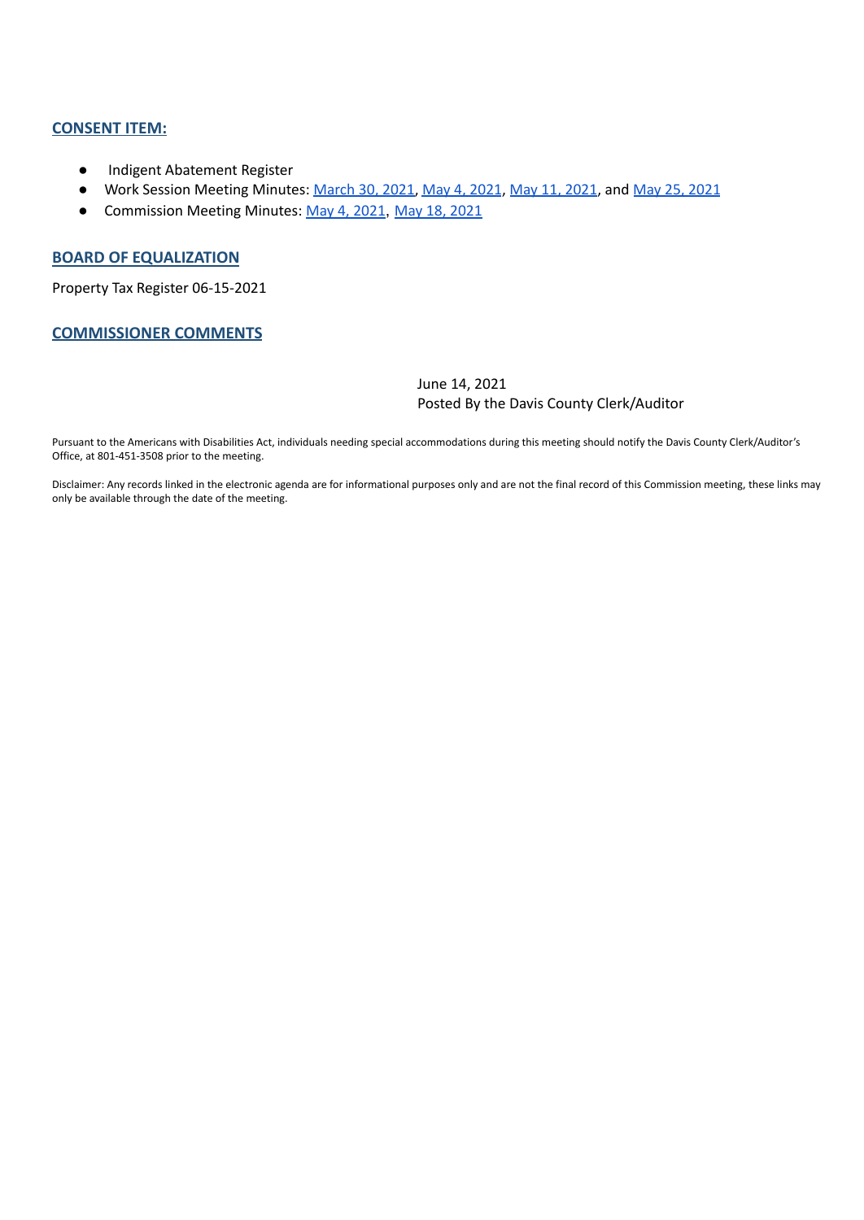## CONSENT ITEM:

- Indigent Abatement Register
- Work Session Meeting Minutes: March 30, 2021, May 4, 2021, May 11, 2021, and May 25, 2021
- Commission Meeting Minutes: May 4, 2021, May 18, 2021

## BOARD OF EQUALIZATION

Property Tax Register 06-15-2021

## COMMISSIONER COMMENTS

June 14, 2021
Posted By the Davis County Clerk/Auditor

Pursuant to the Americans with Disabilities Act, individuals needing special accommodations during this meeting should notify the Davis County Clerk/Auditor's Office, at 801-451-3508 prior to the meeting.

Disclaimer: Any records linked in the electronic agenda are for informational purposes only and are not the final record of this Commission meeting, these links may only be available through the date of the meeting.